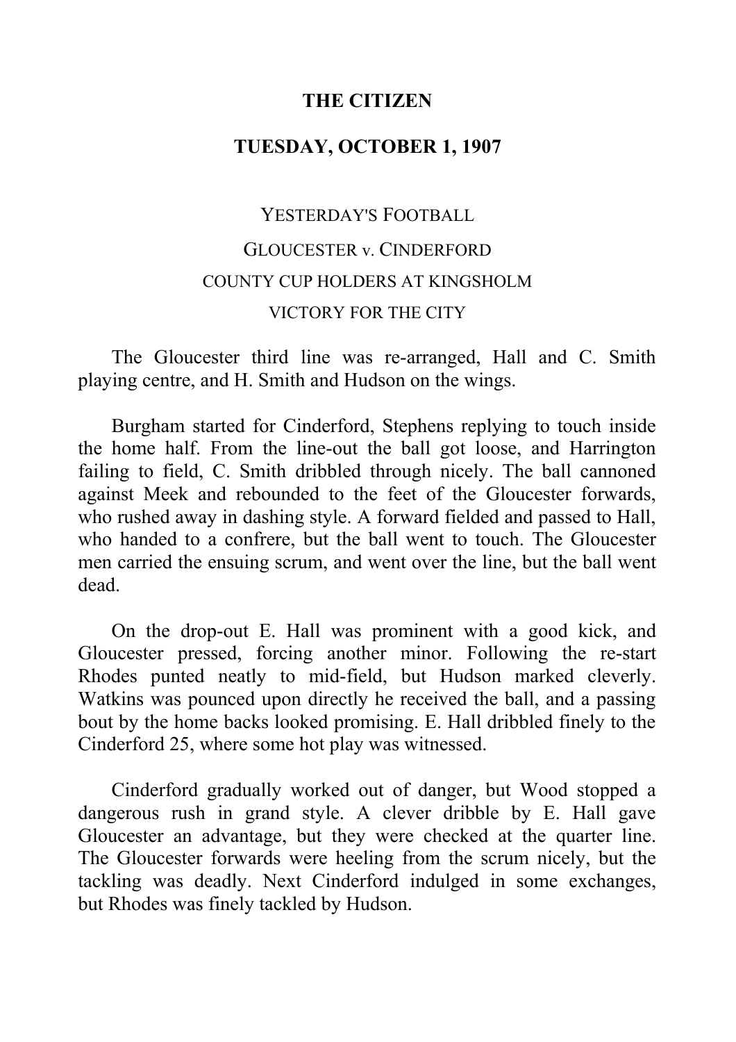# THE CITIZEN

## TUESDAY, OCTOBER 1, 1907

### YESTERDAY'S FOOTBALL

### GLOUCESTER v. CINDERFORD

### COUNTY CUP HOLDERS AT KINGSHOLM

### VICTORY FOR THE CITY

The Gloucester third line was re-arranged, Hall and C. Smith playing centre, and H. Smith and Hudson on the wings.

Burgham started for Cinderford, Stephens replying to touch inside the home half. From the line-out the ball got loose, and Harrington failing to field, C. Smith dribbled through nicely. The ball cannoned against Meek and rebounded to the feet of the Gloucester forwards, who rushed away in dashing style. A forward fielded and passed to Hall, who handed to a confrere, but the ball went to touch. The Gloucester men carried the ensuing scrum, and went over the line, but the ball went dead.

On the drop-out E. Hall was prominent with a good kick, and Gloucester pressed, forcing another minor. Following the re-start Rhodes punted neatly to mid-field, but Hudson marked cleverly. Watkins was pounced upon directly he received the ball, and a passing bout by the home backs looked promising. E. Hall dribbled finely to the Cinderford 25, where some hot play was witnessed.

Cinderford gradually worked out of danger, but Wood stopped a dangerous rush in grand style. A clever dribble by E. Hall gave Gloucester an advantage, but they were checked at the quarter line. The Gloucester forwards were heeling from the scrum nicely, but the tackling was deadly. Next Cinderford indulged in some exchanges, but Rhodes was finely tackled by Hudson.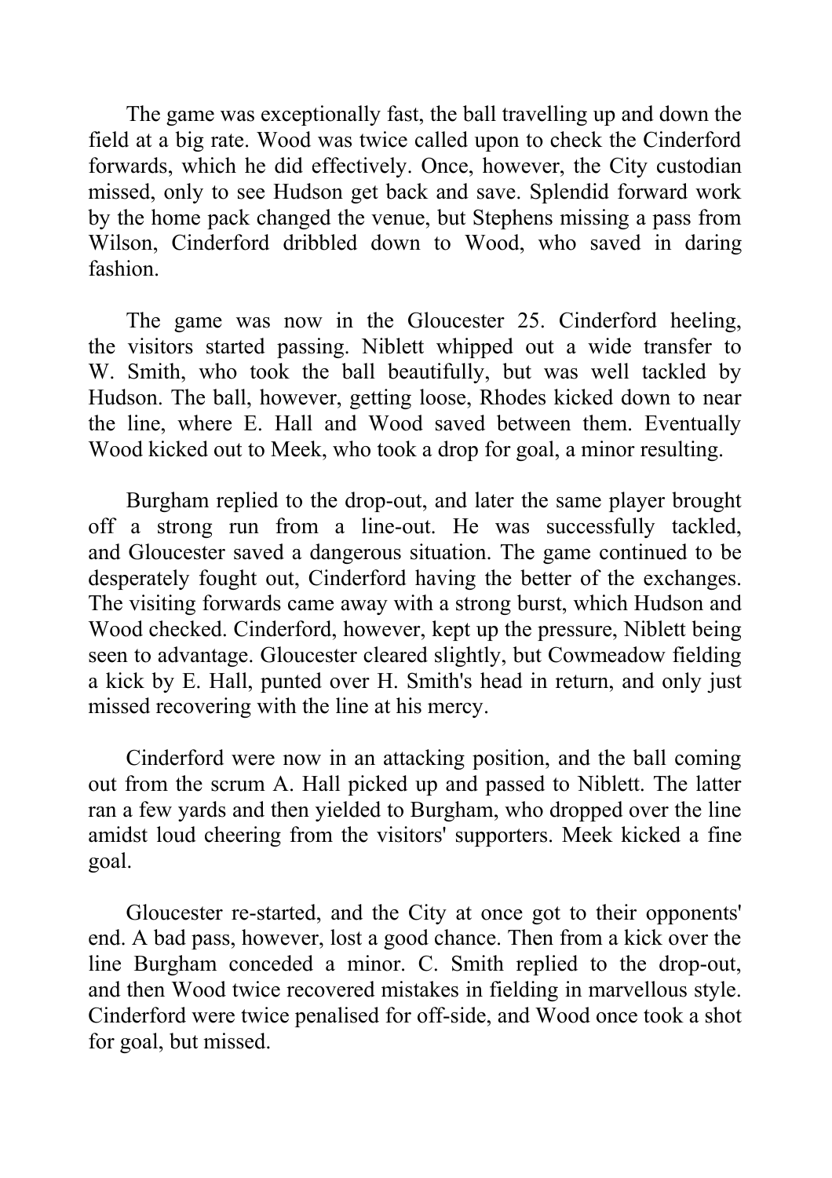The game was exceptionally fast, the ball travelling up and down the field at a big rate. Wood was twice called upon to check the Cinderford forwards, which he did effectively. Once, however, the City custodian missed, only to see Hudson get back and save. Splendid forward work by the home pack changed the venue, but Stephens missing a pass from Wilson, Cinderford dribbled down to Wood, who saved in daring fashion.

The game was now in the Gloucester 25. Cinderford heeling, the visitors started passing. Niblett whipped out a wide transfer to W. Smith, who took the ball beautifully, but was well tackled by Hudson. The ball, however, getting loose, Rhodes kicked down to near the line, where E. Hall and Wood saved between them. Eventually Wood kicked out to Meek, who took a drop for goal, a minor resulting.

Burgham replied to the drop-out, and later the same player brought off a strong run from a line-out. He was successfully tackled, and Gloucester saved a dangerous situation. The game continued to be desperately fought out, Cinderford having the better of the exchanges. The visiting forwards came away with a strong burst, which Hudson and Wood checked. Cinderford, however, kept up the pressure, Niblett being seen to advantage. Gloucester cleared slightly, but Cowmeadow fielding a kick by E. Hall, punted over H. Smith's head in return, and only just missed recovering with the line at his mercy.

Cinderford were now in an attacking position, and the ball coming out from the scrum A. Hall picked up and passed to Niblett. The latter ran a few yards and then yielded to Burgham, who dropped over the line amidst loud cheering from the visitors' supporters. Meek kicked a fine goal.

Gloucester re-started, and the City at once got to their opponents' end. A bad pass, however, lost a good chance. Then from a kick over the line Burgham conceded a minor. C. Smith replied to the drop-out, and then Wood twice recovered mistakes in fielding in marvellous style. Cinderford were twice penalised for off-side, and Wood once took a shot for goal, but missed.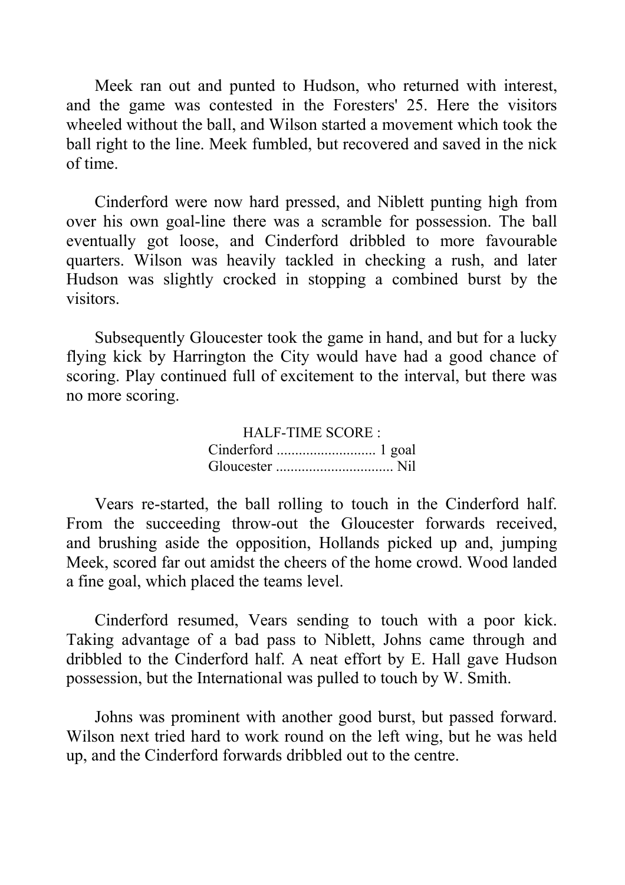Meek ran out and punted to Hudson, who returned with interest, and the game was contested in the Foresters' 25. Here the visitors wheeled without the ball, and Wilson started a movement which took the ball right to the line. Meek fumbled, but recovered and saved in the nick of time.

Cinderford were now hard pressed, and Niblett punting high from over his own goal-line there was a scramble for possession. The ball eventually got loose, and Cinderford dribbled to more favourable quarters. Wilson was heavily tackled in checking a rush, and later Hudson was slightly crocked in stopping a combined burst by the visitors.

Subsequently Gloucester took the game in hand, and but for a lucky flying kick by Harrington the City would have had a good chance of scoring. Play continued full of excitement to the interval, but there was no more scoring.

HALF-TIME SCORE :
Cinderford ........................... 1 goal
Gloucester ................................ Nil

Vears re-started, the ball rolling to touch in the Cinderford half. From the succeeding throw-out the Gloucester forwards received, and brushing aside the opposition, Hollands picked up and, jumping Meek, scored far out amidst the cheers of the home crowd. Wood landed a fine goal, which placed the teams level.

Cinderford resumed, Vears sending to touch with a poor kick. Taking advantage of a bad pass to Niblett, Johns came through and dribbled to the Cinderford half. A neat effort by E. Hall gave Hudson possession, but the International was pulled to touch by W. Smith.

Johns was prominent with another good burst, but passed forward. Wilson next tried hard to work round on the left wing, but he was held up, and the Cinderford forwards dribbled out to the centre.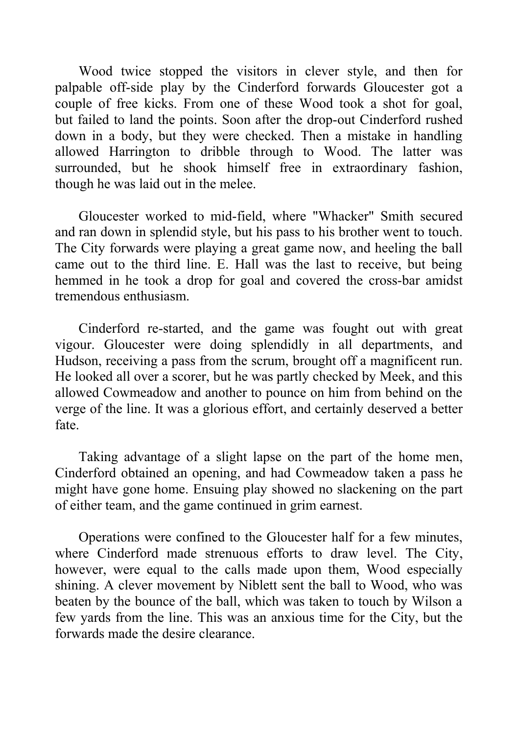Wood twice stopped the visitors in clever style, and then for palpable off-side play by the Cinderford forwards Gloucester got a couple of free kicks. From one of these Wood took a shot for goal, but failed to land the points. Soon after the drop-out Cinderford rushed down in a body, but they were checked. Then a mistake in handling allowed Harrington to dribble through to Wood. The latter was surrounded, but he shook himself free in extraordinary fashion, though he was laid out in the melee.

Gloucester worked to mid-field, where "Whacker" Smith secured and ran down in splendid style, but his pass to his brother went to touch. The City forwards were playing a great game now, and heeling the ball came out to the third line. E. Hall was the last to receive, but being hemmed in he took a drop for goal and covered the cross-bar amidst tremendous enthusiasm.

Cinderford re-started, and the game was fought out with great vigour. Gloucester were doing splendidly in all departments, and Hudson, receiving a pass from the scrum, brought off a magnificent run. He looked all over a scorer, but he was partly checked by Meek, and this allowed Cowmeadow and another to pounce on him from behind on the verge of the line. It was a glorious effort, and certainly deserved a better fate.

Taking advantage of a slight lapse on the part of the home men, Cinderford obtained an opening, and had Cowmeadow taken a pass he might have gone home. Ensuing play showed no slackening on the part of either team, and the game continued in grim earnest.

Operations were confined to the Gloucester half for a few minutes, where Cinderford made strenuous efforts to draw level. The City, however, were equal to the calls made upon them, Wood especially shining. A clever movement by Niblett sent the ball to Wood, who was beaten by the bounce of the ball, which was taken to touch by Wilson a few yards from the line. This was an anxious time for the City, but the forwards made the desire clearance.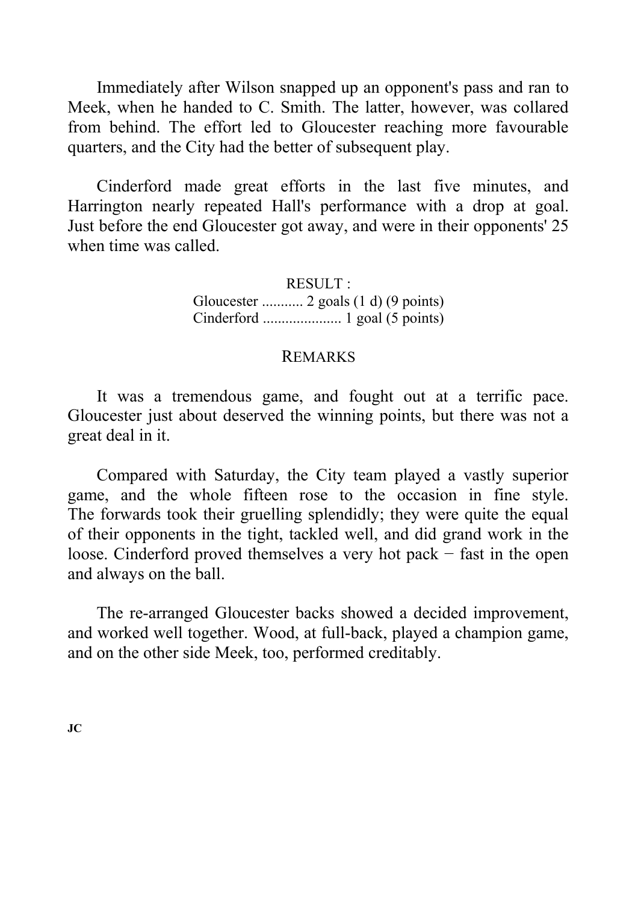Immediately after Wilson snapped up an opponent's pass and ran to Meek, when he handed to C. Smith. The latter, however, was collared from behind. The effort led to Gloucester reaching more favourable quarters, and the City had the better of subsequent play.

Cinderford made great efforts in the last five minutes, and Harrington nearly repeated Hall's performance with a drop at goal. Just before the end Gloucester got away, and were in their opponents' 25 when time was called.

RESULT :
Gloucester ........... 2 goals (1 d) (9 points)
Cinderford ..................... 1 goal (5 points)

REMARKS

It was a tremendous game, and fought out at a terrific pace. Gloucester just about deserved the winning points, but there was not a great deal in it.

Compared with Saturday, the City team played a vastly superior game, and the whole fifteen rose to the occasion in fine style. The forwards took their gruelling splendidly; they were quite the equal of their opponents in the tight, tackled well, and did grand work in the loose. Cinderford proved themselves a very hot pack − fast in the open and always on the ball.

The re-arranged Gloucester backs showed a decided improvement, and worked well together. Wood, at full-back, played a champion game, and on the other side Meek, too, performed creditably.

**JC**